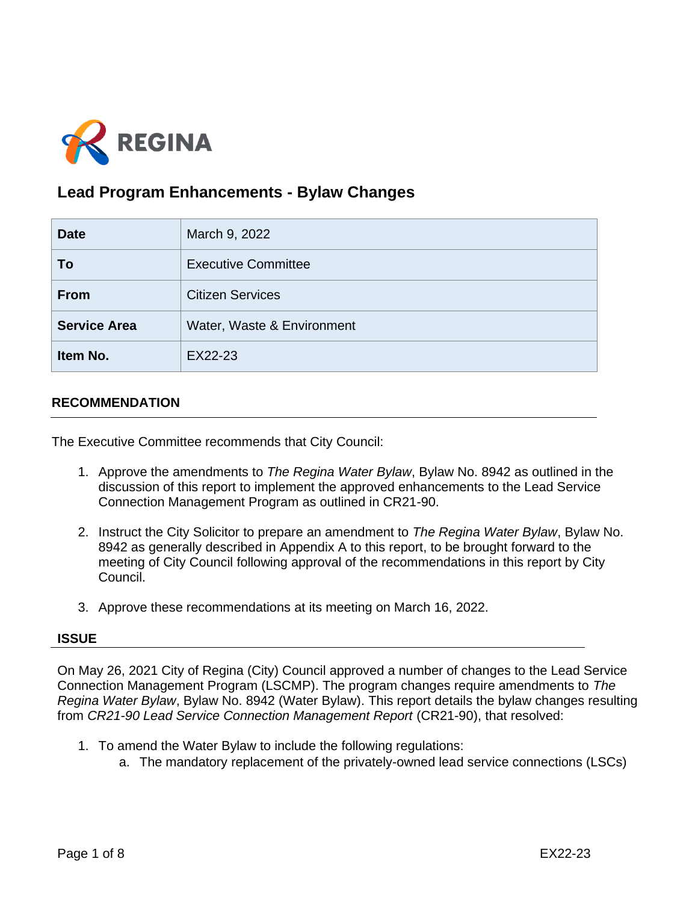REGINA

# Lead Program Enhancements - Bylaw Changes

| | |
|---|---|
| **Date** | March 9, 2022 |
| **To** | Executive Committee |
| **From** | Citizen Services |
| **Service Area** | Water, Waste & Environment |
| **Item No.** | EX22-23 |

## RECOMMENDATION

The Executive Committee recommends that City Council:

1. Approve the amendments to *The Regina Water Bylaw*, Bylaw No. 8942 as outlined in the discussion of this report to implement the approved enhancements to the Lead Service Connection Management Program as outlined in CR21-90.

2. Instruct the City Solicitor to prepare an amendment to *The Regina Water Bylaw*, Bylaw No. 8942 as generally described in Appendix A to this report, to be brought forward to the meeting of City Council following approval of the recommendations in this report by City Council.

3. Approve these recommendations at its meeting on March 16, 2022.

## ISSUE

On May 26, 2021 City of Regina (City) Council approved a number of changes to the Lead Service Connection Management Program (LSCMP). The program changes require amendments to *The Regina Water Bylaw*, Bylaw No. 8942 (Water Bylaw). This report details the bylaw changes resulting from *CR21-90 Lead Service Connection Management Report* (CR21-90), that resolved:

1. To amend the Water Bylaw to include the following regulations:
   a. The mandatory replacement of the privately-owned lead service connections (LSCs)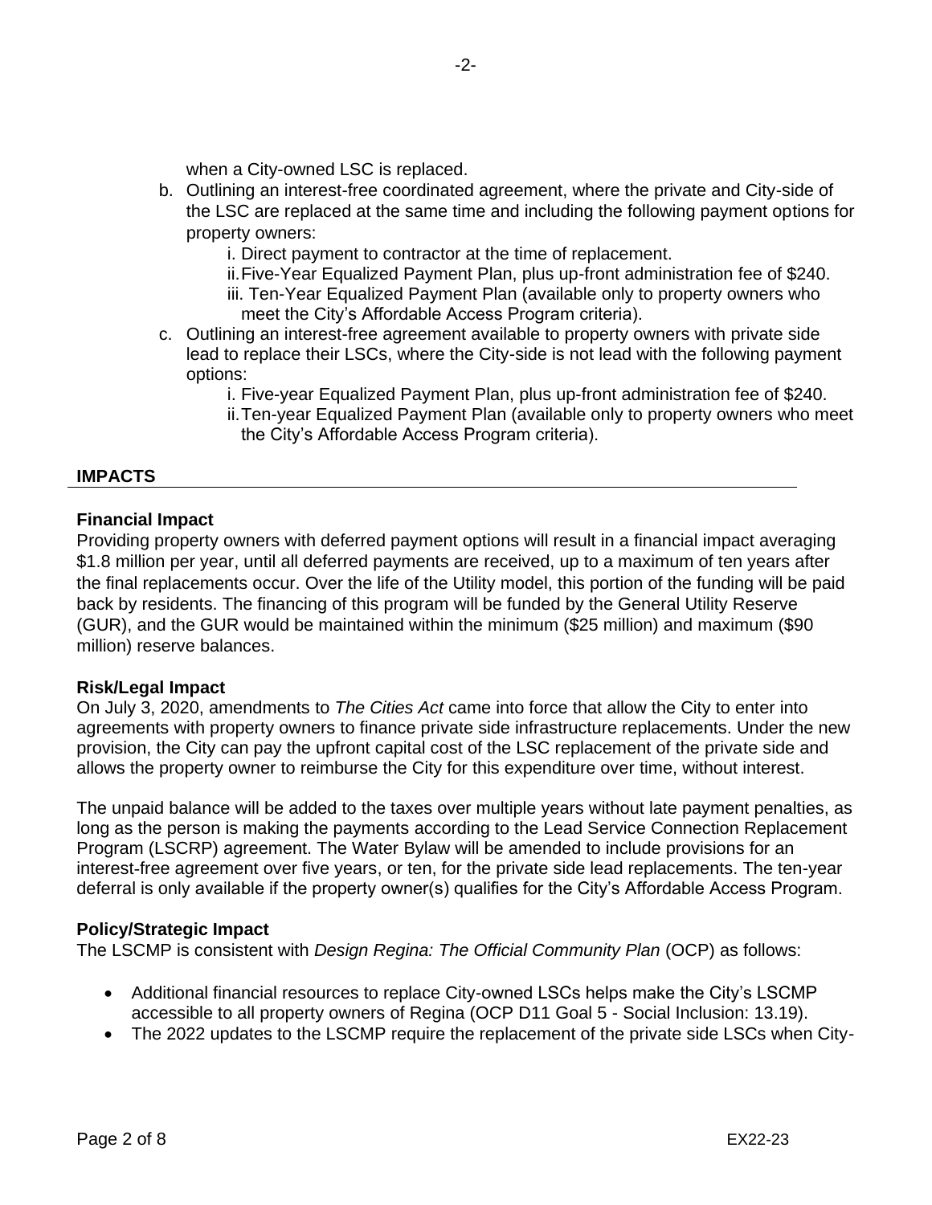when a City-owned LSC is replaced.

b. Outlining an interest-free coordinated agreement, where the private and City-side of the LSC are replaced at the same time and including the following payment options for property owners:
    i. Direct payment to contractor at the time of replacement.
    ii. Five-Year Equalized Payment Plan, plus up-front administration fee of $240.
    iii. Ten-Year Equalized Payment Plan (available only to property owners who meet the City's Affordable Access Program criteria).
c. Outlining an interest-free agreement available to property owners with private side lead to replace their LSCs, where the City-side is not lead with the following payment options:
    i. Five-year Equalized Payment Plan, plus up-front administration fee of $240.
    ii. Ten-year Equalized Payment Plan (available only to property owners who meet the City's Affordable Access Program criteria).

## IMPACTS

**Financial Impact**

Providing property owners with deferred payment options will result in a financial impact averaging $1.8 million per year, until all deferred payments are received, up to a maximum of ten years after the final replacements occur. Over the life of the Utility model, this portion of the funding will be paid back by residents. The financing of this program will be funded by the General Utility Reserve (GUR), and the GUR would be maintained within the minimum ($25 million) and maximum ($90 million) reserve balances.

**Risk/Legal Impact**

On July 3, 2020, amendments to *The Cities Act* came into force that allow the City to enter into agreements with property owners to finance private side infrastructure replacements. Under the new provision, the City can pay the upfront capital cost of the LSC replacement of the private side and allows the property owner to reimburse the City for this expenditure over time, without interest.

The unpaid balance will be added to the taxes over multiple years without late payment penalties, as long as the person is making the payments according to the Lead Service Connection Replacement Program (LSCRP) agreement. The Water Bylaw will be amended to include provisions for an interest-free agreement over five years, or ten, for the private side lead replacements. The ten-year deferral is only available if the property owner(s) qualifies for the City's Affordable Access Program.

**Policy/Strategic Impact**

The LSCMP is consistent with *Design Regina: The Official Community Plan* (OCP) as follows:

- Additional financial resources to replace City-owned LSCs helps make the City's LSCMP accessible to all property owners of Regina (OCP D11 Goal 5 - Social Inclusion: 13.19).
- The 2022 updates to the LSCMP require the replacement of the private side LSCs when City-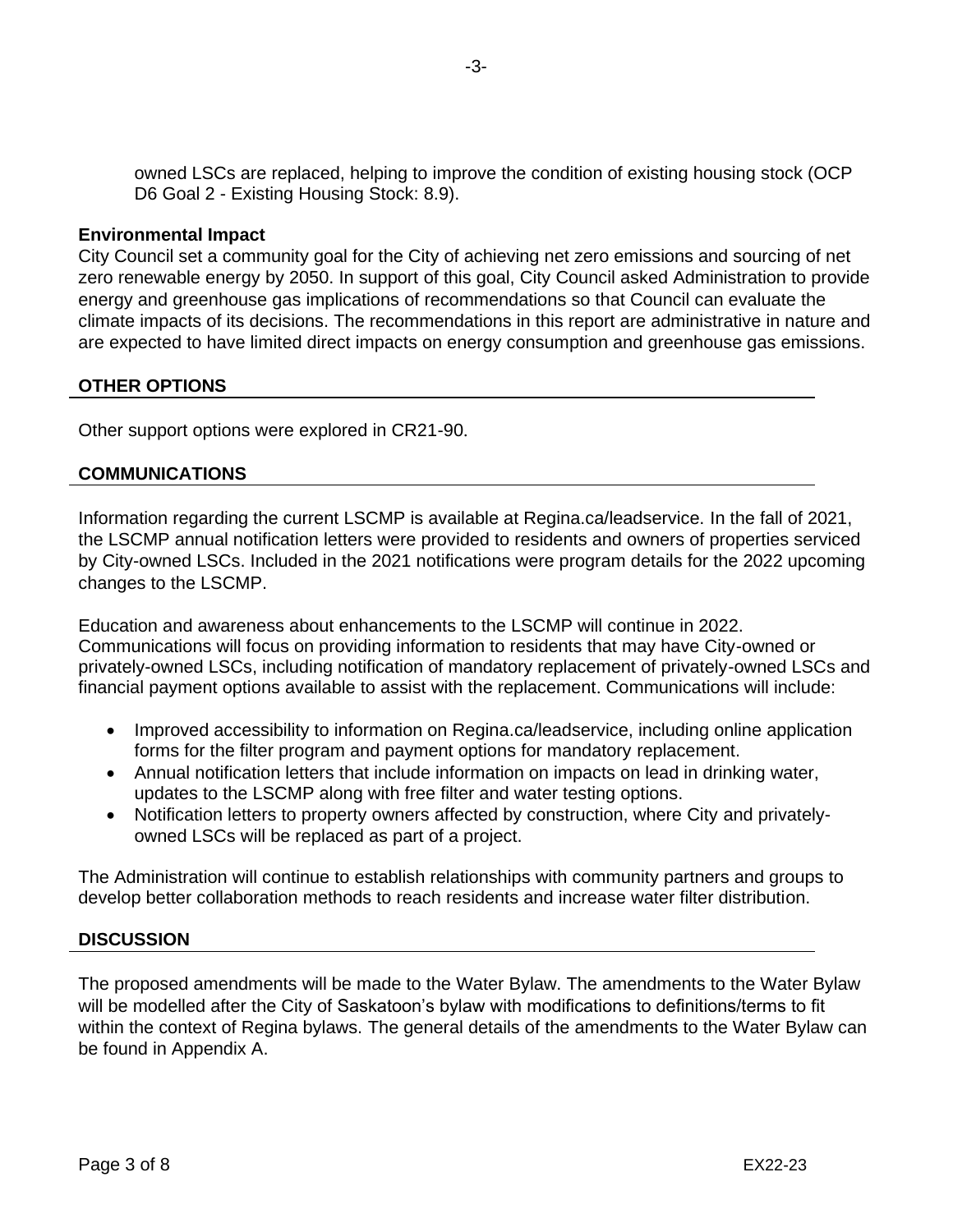owned LSCs are replaced, helping to improve the condition of existing housing stock (OCP D6 Goal 2 - Existing Housing Stock: 8.9).

**Environmental Impact**

City Council set a community goal for the City of achieving net zero emissions and sourcing of net zero renewable energy by 2050. In support of this goal, City Council asked Administration to provide energy and greenhouse gas implications of recommendations so that Council can evaluate the climate impacts of its decisions. The recommendations in this report are administrative in nature and are expected to have limited direct impacts on energy consumption and greenhouse gas emissions.

## OTHER OPTIONS

Other support options were explored in CR21-90.

## COMMUNICATIONS

Information regarding the current LSCMP is available at Regina.ca/leadservice. In the fall of 2021, the LSCMP annual notification letters were provided to residents and owners of properties serviced by City-owned LSCs. Included in the 2021 notifications were program details for the 2022 upcoming changes to the LSCMP.

Education and awareness about enhancements to the LSCMP will continue in 2022. Communications will focus on providing information to residents that may have City-owned or privately-owned LSCs, including notification of mandatory replacement of privately-owned LSCs and financial payment options available to assist with the replacement. Communications will include:

- Improved accessibility to information on Regina.ca/leadservice, including online application forms for the filter program and payment options for mandatory replacement.
- Annual notification letters that include information on impacts on lead in drinking water, updates to the LSCMP along with free filter and water testing options.
- Notification letters to property owners affected by construction, where City and privately-owned LSCs will be replaced as part of a project.

The Administration will continue to establish relationships with community partners and groups to develop better collaboration methods to reach residents and increase water filter distribution.

## DISCUSSION

The proposed amendments will be made to the Water Bylaw. The amendments to the Water Bylaw will be modelled after the City of Saskatoon's bylaw with modifications to definitions/terms to fit within the context of Regina bylaws. The general details of the amendments to the Water Bylaw can be found in Appendix A.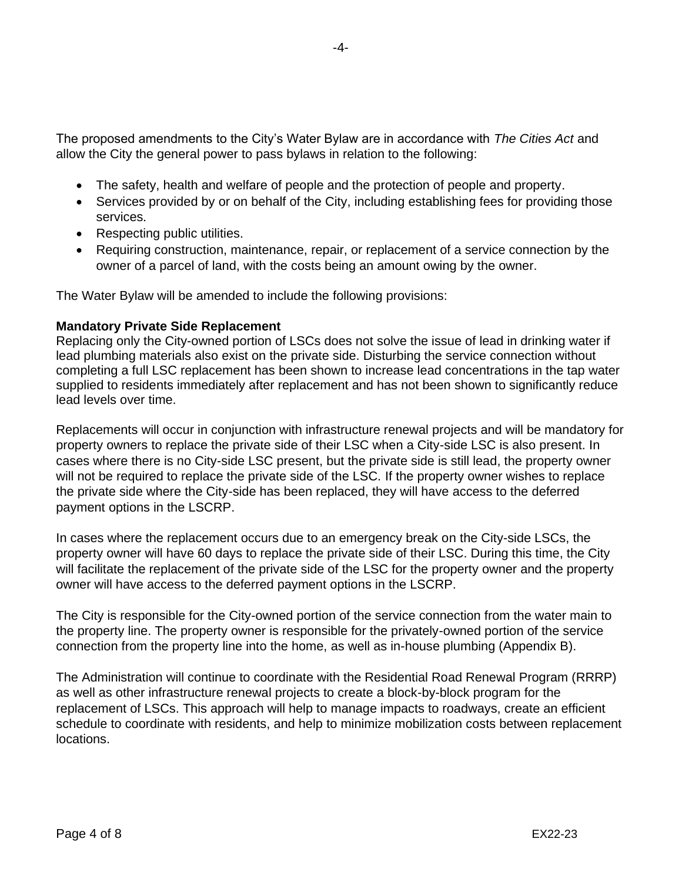The proposed amendments to the City's Water Bylaw are in accordance with *The Cities Act* and allow the City the general power to pass bylaws in relation to the following:

- The safety, health and welfare of people and the protection of people and property.
- Services provided by or on behalf of the City, including establishing fees for providing those services.
- Respecting public utilities.
- Requiring construction, maintenance, repair, or replacement of a service connection by the owner of a parcel of land, with the costs being an amount owing by the owner.

The Water Bylaw will be amended to include the following provisions:

**Mandatory Private Side Replacement**

Replacing only the City-owned portion of LSCs does not solve the issue of lead in drinking water if lead plumbing materials also exist on the private side. Disturbing the service connection without completing a full LSC replacement has been shown to increase lead concentrations in the tap water supplied to residents immediately after replacement and has not been shown to significantly reduce lead levels over time.

Replacements will occur in conjunction with infrastructure renewal projects and will be mandatory for property owners to replace the private side of their LSC when a City-side LSC is also present. In cases where there is no City-side LSC present, but the private side is still lead, the property owner will not be required to replace the private side of the LSC. If the property owner wishes to replace the private side where the City-side has been replaced, they will have access to the deferred payment options in the LSCRP.

In cases where the replacement occurs due to an emergency break on the City-side LSCs, the property owner will have 60 days to replace the private side of their LSC. During this time, the City will facilitate the replacement of the private side of the LSC for the property owner and the property owner will have access to the deferred payment options in the LSCRP.

The City is responsible for the City-owned portion of the service connection from the water main to the property line. The property owner is responsible for the privately-owned portion of the service connection from the property line into the home, as well as in-house plumbing (Appendix B).

The Administration will continue to coordinate with the Residential Road Renewal Program (RRRP) as well as other infrastructure renewal projects to create a block-by-block program for the replacement of LSCs. This approach will help to manage impacts to roadways, create an efficient schedule to coordinate with residents, and help to minimize mobilization costs between replacement locations.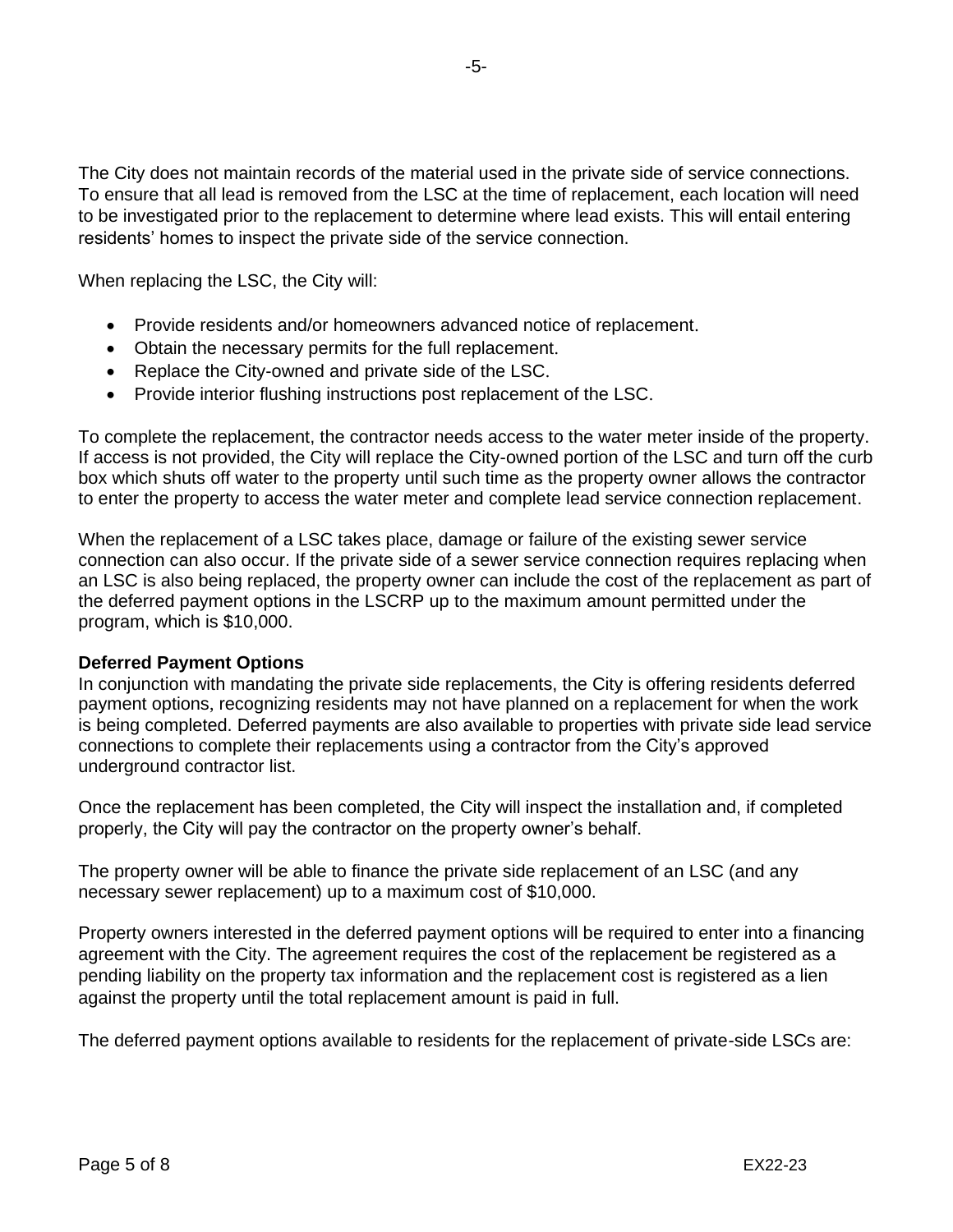The City does not maintain records of the material used in the private side of service connections. To ensure that all lead is removed from the LSC at the time of replacement, each location will need to be investigated prior to the replacement to determine where lead exists. This will entail entering residents' homes to inspect the private side of the service connection.

When replacing the LSC, the City will:

- Provide residents and/or homeowners advanced notice of replacement.
- Obtain the necessary permits for the full replacement.
- Replace the City-owned and private side of the LSC.
- Provide interior flushing instructions post replacement of the LSC.

To complete the replacement, the contractor needs access to the water meter inside of the property. If access is not provided, the City will replace the City-owned portion of the LSC and turn off the curb box which shuts off water to the property until such time as the property owner allows the contractor to enter the property to access the water meter and complete lead service connection replacement.

When the replacement of a LSC takes place, damage or failure of the existing sewer service connection can also occur. If the private side of a sewer service connection requires replacing when an LSC is also being replaced, the property owner can include the cost of the replacement as part of the deferred payment options in the LSCRP up to the maximum amount permitted under the program, which is $10,000.

**Deferred Payment Options**

In conjunction with mandating the private side replacements, the City is offering residents deferred payment options, recognizing residents may not have planned on a replacement for when the work is being completed. Deferred payments are also available to properties with private side lead service connections to complete their replacements using a contractor from the City's approved underground contractor list.

Once the replacement has been completed, the City will inspect the installation and, if completed properly, the City will pay the contractor on the property owner's behalf.

The property owner will be able to finance the private side replacement of an LSC (and any necessary sewer replacement) up to a maximum cost of $10,000.

Property owners interested in the deferred payment options will be required to enter into a financing agreement with the City. The agreement requires the cost of the replacement be registered as a pending liability on the property tax information and the replacement cost is registered as a lien against the property until the total replacement amount is paid in full.

The deferred payment options available to residents for the replacement of private-side LSCs are: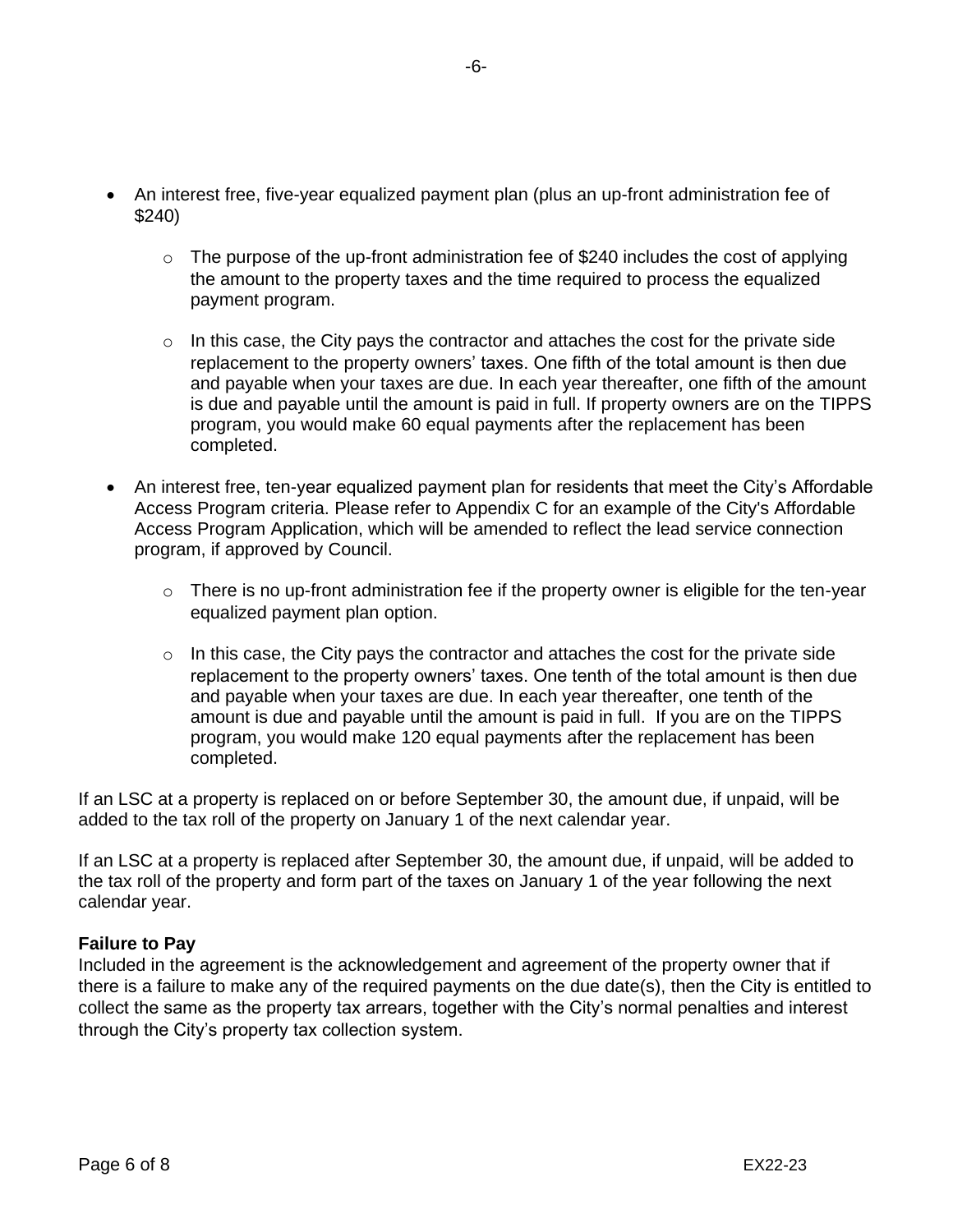- An interest free, five-year equalized payment plan (plus an up-front administration fee of $240)
    - The purpose of the up-front administration fee of $240 includes the cost of applying the amount to the property taxes and the time required to process the equalized payment program.
    - In this case, the City pays the contractor and attaches the cost for the private side replacement to the property owners' taxes. One fifth of the total amount is then due and payable when your taxes are due. In each year thereafter, one fifth of the amount is due and payable until the amount is paid in full. If property owners are on the TIPPS program, you would make 60 equal payments after the replacement has been completed.
- An interest free, ten-year equalized payment plan for residents that meet the City's Affordable Access Program criteria. Please refer to Appendix C for an example of the City's Affordable Access Program Application, which will be amended to reflect the lead service connection program, if approved by Council.
    - There is no up-front administration fee if the property owner is eligible for the ten-year equalized payment plan option.
    - In this case, the City pays the contractor and attaches the cost for the private side replacement to the property owners' taxes. One tenth of the total amount is then due and payable when your taxes are due. In each year thereafter, one tenth of the amount is due and payable until the amount is paid in full. If you are on the TIPPS program, you would make 120 equal payments after the replacement has been completed.

If an LSC at a property is replaced on or before September 30, the amount due, if unpaid, will be added to the tax roll of the property on January 1 of the next calendar year.

If an LSC at a property is replaced after September 30, the amount due, if unpaid, will be added to the tax roll of the property and form part of the taxes on January 1 of the year following the next calendar year.

**Failure to Pay**

Included in the agreement is the acknowledgement and agreement of the property owner that if there is a failure to make any of the required payments on the due date(s), then the City is entitled to collect the same as the property tax arrears, together with the City's normal penalties and interest through the City's property tax collection system.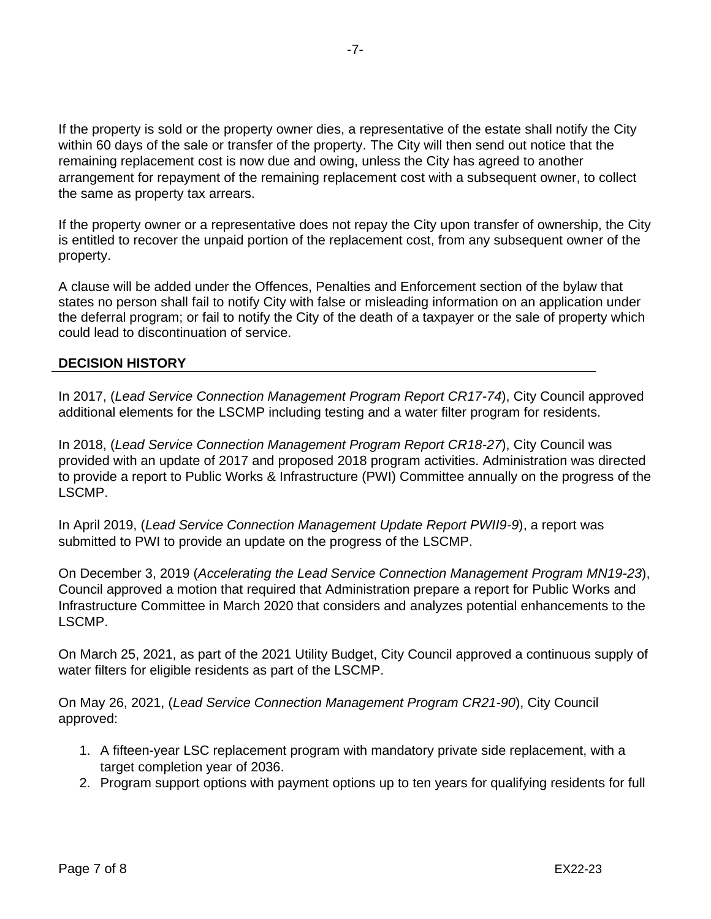If the property is sold or the property owner dies, a representative of the estate shall notify the City within 60 days of the sale or transfer of the property. The City will then send out notice that the remaining replacement cost is now due and owing, unless the City has agreed to another arrangement for repayment of the remaining replacement cost with a subsequent owner, to collect the same as property tax arrears.

If the property owner or a representative does not repay the City upon transfer of ownership, the City is entitled to recover the unpaid portion of the replacement cost, from any subsequent owner of the property.

A clause will be added under the Offences, Penalties and Enforcement section of the bylaw that states no person shall fail to notify City with false or misleading information on an application under the deferral program; or fail to notify the City of the death of a taxpayer or the sale of property which could lead to discontinuation of service.

## DECISION HISTORY

In 2017, (*Lead Service Connection Management Program Report CR17-74*), City Council approved additional elements for the LSCMP including testing and a water filter program for residents.

In 2018, (*Lead Service Connection Management Program Report CR18-27*), City Council was provided with an update of 2017 and proposed 2018 program activities. Administration was directed to provide a report to Public Works & Infrastructure (PWI) Committee annually on the progress of the LSCMP.

In April 2019, (*Lead Service Connection Management Update Report PWII9-9*), a report was submitted to PWI to provide an update on the progress of the LSCMP.

On December 3, 2019 (*Accelerating the Lead Service Connection Management Program MN19-23*), Council approved a motion that required that Administration prepare a report for Public Works and Infrastructure Committee in March 2020 that considers and analyzes potential enhancements to the LSCMP.

On March 25, 2021, as part of the 2021 Utility Budget, City Council approved a continuous supply of water filters for eligible residents as part of the LSCMP.

On May 26, 2021, (*Lead Service Connection Management Program CR21-90*), City Council approved:

1. A fifteen-year LSC replacement program with mandatory private side replacement, with a target completion year of 2036.
2. Program support options with payment options up to ten years for qualifying residents for full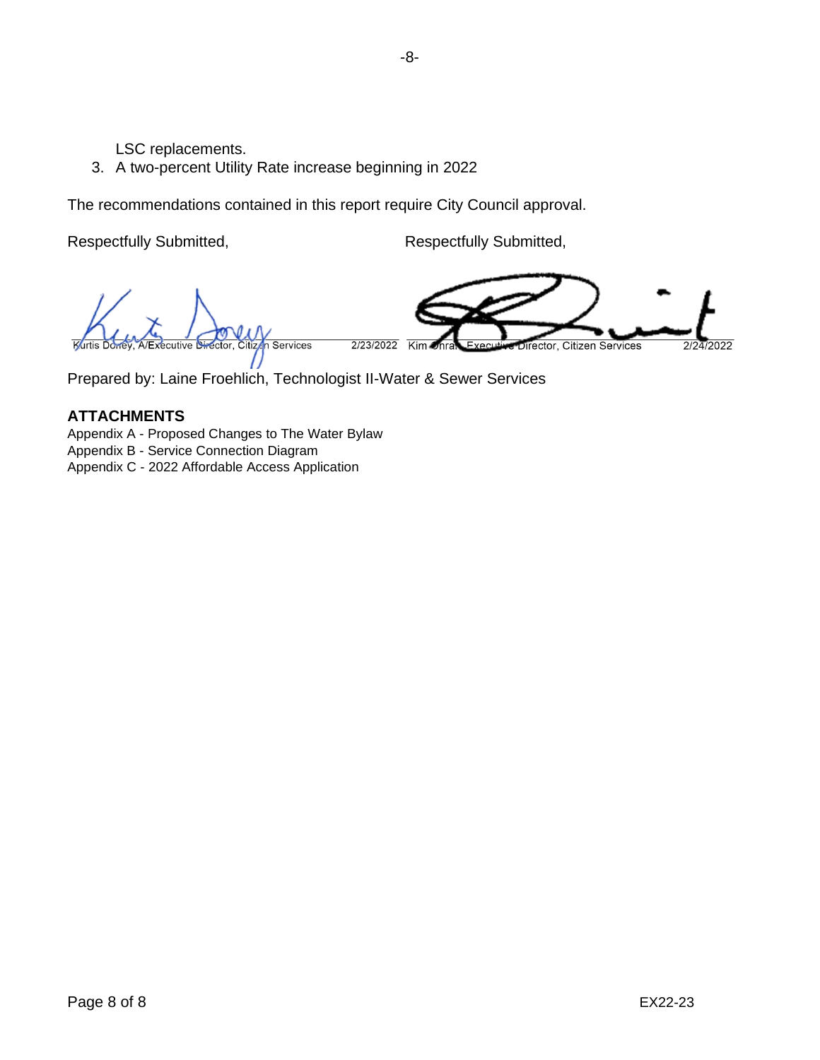LSC replacements.

3. A two-percent Utility Rate increase beginning in 2022

The recommendations contained in this report require City Council approval.

Respectfully Submitted,

Kurtis Doney, A/Executive Director, Citizen Services 2/23/2022

Respectfully Submitted,

Kim Onrait, Executive Director, Citizen Services 2/24/2022

Prepared by: Laine Froehlich, Technologist II-Water & Sewer Services

**ATTACHMENTS**

Appendix A - Proposed Changes to The Water Bylaw
Appendix B - Service Connection Diagram
Appendix C - 2022 Affordable Access Application